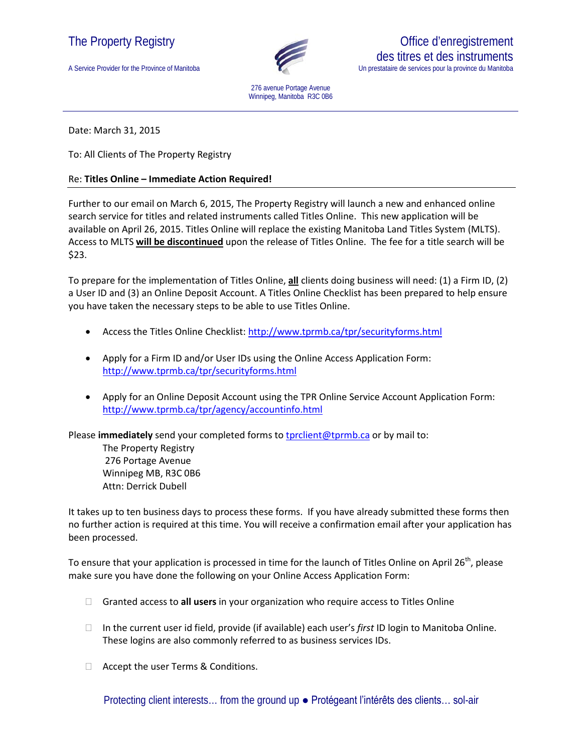The Property Registry

A Service Provider for the Province of Manitoba

Office d'enregistrement des titres et des instruments

Un prestataire de services pour la province du Manitoba

276 avenue Portage Avenue
Winnipeg, Manitoba R3C 0B6

---

Date: March 31, 2015

To: All Clients of The Property Registry

Re: **Titles Online – Immediate Action Required!**

Further to our email on March 6, 2015, The Property Registry will launch a new and enhanced online search service for titles and related instruments called Titles Online. This new application will be available on April 26, 2015. Titles Online will replace the existing Manitoba Land Titles System (MLTS). Access to MLTS **will be discontinued** upon the release of Titles Online. The fee for a title search will be $23.

To prepare for the implementation of Titles Online, **all** clients doing business will need: (1) a Firm ID, (2) a User ID and (3) an Online Deposit Account. A Titles Online Checklist has been prepared to help ensure you have taken the necessary steps to be able to use Titles Online.

- Access the Titles Online Checklist: http://www.tprmb.ca/tpr/securityforms.html
- Apply for a Firm ID and/or User IDs using the Online Access Application Form: http://www.tprmb.ca/tpr/securityforms.html
- Apply for an Online Deposit Account using the TPR Online Service Account Application Form: http://www.tprmb.ca/tpr/agency/accountinfo.html

Please **immediately** send your completed forms to tprclient@tprmb.ca or by mail to:

The Property Registry
276 Portage Avenue
Winnipeg MB, R3C 0B6
Attn: Derrick Dubell

It takes up to ten business days to process these forms. If you have already submitted these forms then no further action is required at this time. You will receive a confirmation email after your application has been processed.

To ensure that your application is processed in time for the launch of Titles Online on April 26th, please make sure you have done the following on your Online Access Application Form:

- ☐ Granted access to **all users** in your organization who require access to Titles Online
- ☐ In the current user id field, provide (if available) each user's *first* ID login to Manitoba Online. These logins are also commonly referred to as business services IDs.
- ☐ Accept the user Terms & Conditions.

Protecting client interests… from the ground up ● Protégeant l'intérêts des clients… sol-air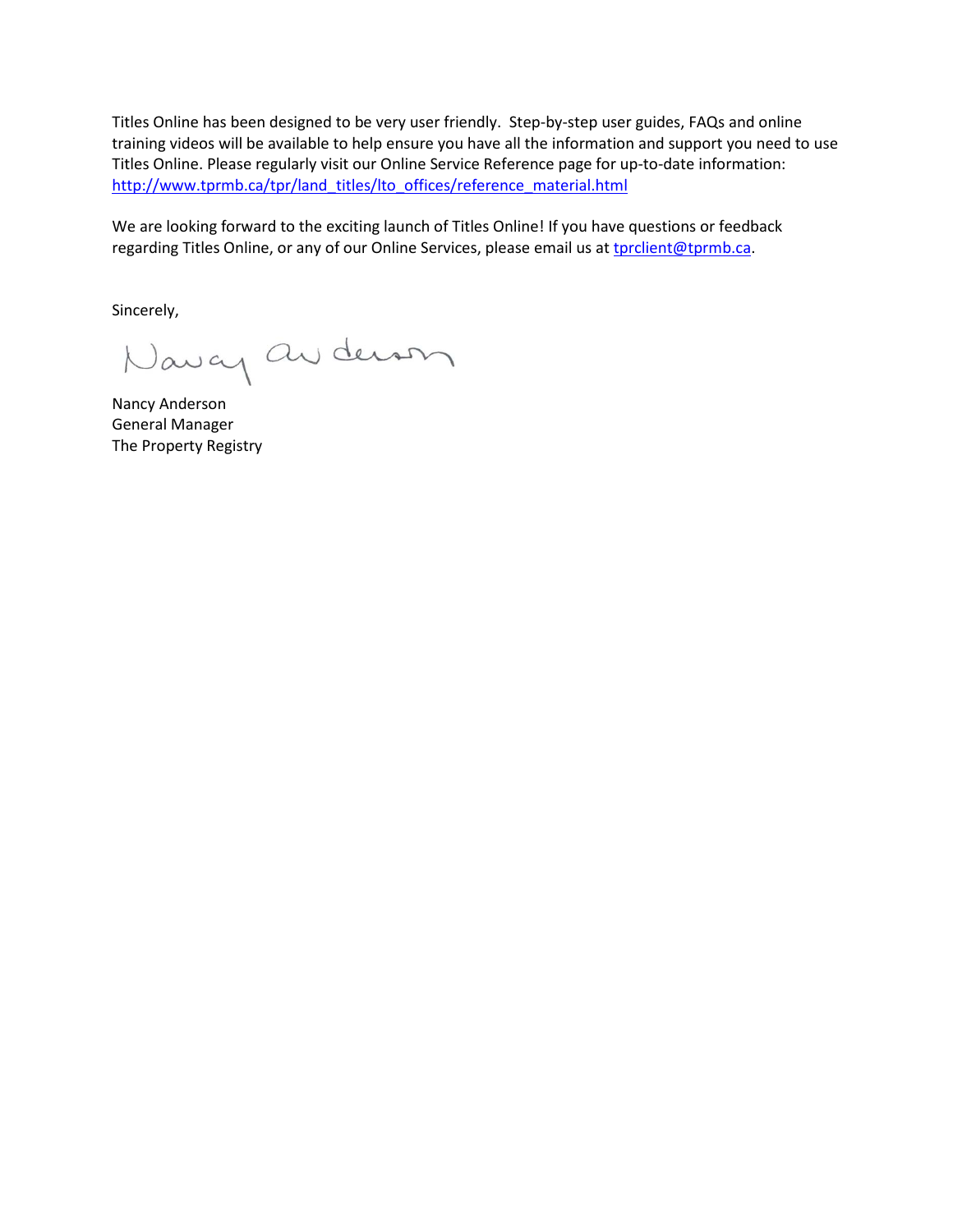Titles Online has been designed to be very user friendly. Step-by-step user guides, FAQs and online training videos will be available to help ensure you have all the information and support you need to use Titles Online. Please regularly visit our Online Service Reference page for up-to-date information: http://www.tprmb.ca/tpr/land_titles/lto_offices/reference_material.html

We are looking forward to the exciting launch of Titles Online! If you have questions or feedback regarding Titles Online, or any of our Online Services, please email us at tprclient@tprmb.ca.

Sincerely,

Nancy Anderson
General Manager
The Property Registry